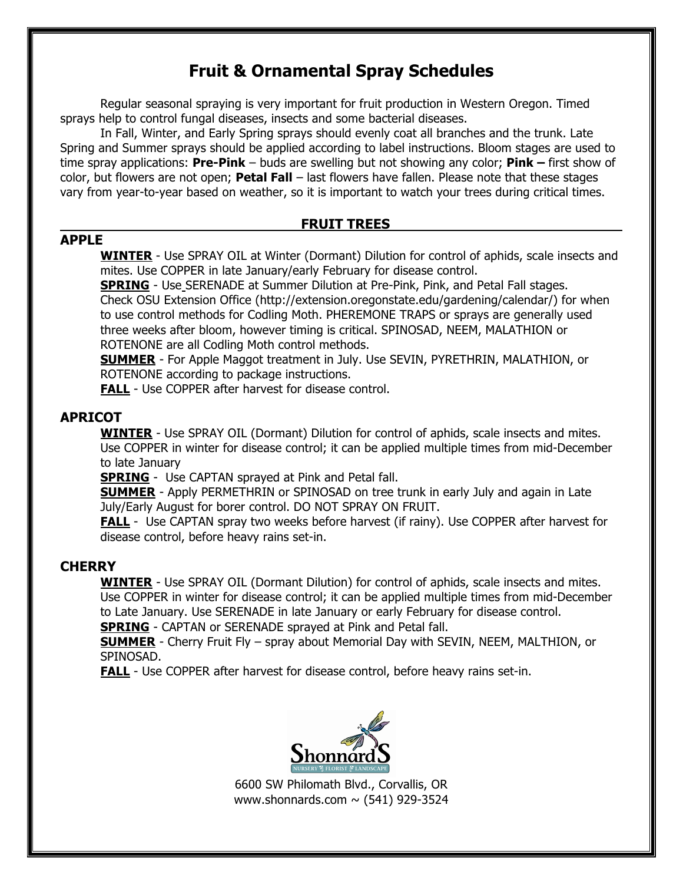# Fruit & Ornamental Spray Schedules

Regular seasonal spraying is very important for fruit production in Western Oregon. Timed sprays help to control fungal diseases, insects and some bacterial diseases.

In Fall, Winter, and Early Spring sprays should evenly coat all branches and the trunk. Late Spring and Summer sprays should be applied according to label instructions. Bloom stages are used to time spray applications: **Pre-Pink** – buds are swelling but not showing any color; **Pink –** first show of color, but flowers are not open; **Petal Fall** – last flowers have fallen. Please note that these stages vary from year-to-year based on weather, so it is important to watch your trees during critical times.

## FRUIT TREES

### APPLE

**WINTER** - Use SPRAY OIL at Winter (Dormant) Dilution for control of aphids, scale insects and mites. Use COPPER in late January/early February for disease control.

**SPRING** - Use SERENADE at Summer Dilution at Pre-Pink, Pink, and Petal Fall stages. Check OSU Extension Office (http://extension.oregonstate.edu/gardening/calendar/) for when to use control methods for Codling Moth. PHEREMONE TRAPS or sprays are generally used three weeks after bloom, however timing is critical. SPINOSAD, NEEM, MALATHION or ROTENONE are all Codling Moth control methods.

**SUMMER** - For Apple Maggot treatment in July. Use SEVIN, PYRETHRIN, MALATHION, or ROTENONE according to package instructions.

**FALL** - Use COPPER after harvest for disease control.

### APRICOT

**WINTER** - Use SPRAY OIL (Dormant) Dilution for control of aphids, scale insects and mites. Use COPPER in winter for disease control; it can be applied multiple times from mid-December to late January

**SPRING** - Use CAPTAN sprayed at Pink and Petal fall.

**SUMMER** - Apply PERMETHRIN or SPINOSAD on tree trunk in early July and again in Late July/Early August for borer control. DO NOT SPRAY ON FRUIT.

**FALL** - Use CAPTAN spray two weeks before harvest (if rainy). Use COPPER after harvest for disease control, before heavy rains set-in.

### CHERRY

**WINTER** - Use SPRAY OIL (Dormant Dilution) for control of aphids, scale insects and mites. Use COPPER in winter for disease control; it can be applied multiple times from mid-December to Late January. Use SERENADE in late January or early February for disease control.

**SPRING** - CAPTAN or SERENADE sprayed at Pink and Petal fall.

**SUMMER** - Cherry Fruit Fly – spray about Memorial Day with SEVIN, NEEM, MALTHION, or SPINOSAD.

**FALL** - Use COPPER after harvest for disease control, before heavy rains set-in.

Shonnard's
NURSERY · FLORIST · LANDSCAPE

6600 SW Philomath Blvd., Corvallis, OR
www.shonnards.com ~ (541) 929-3524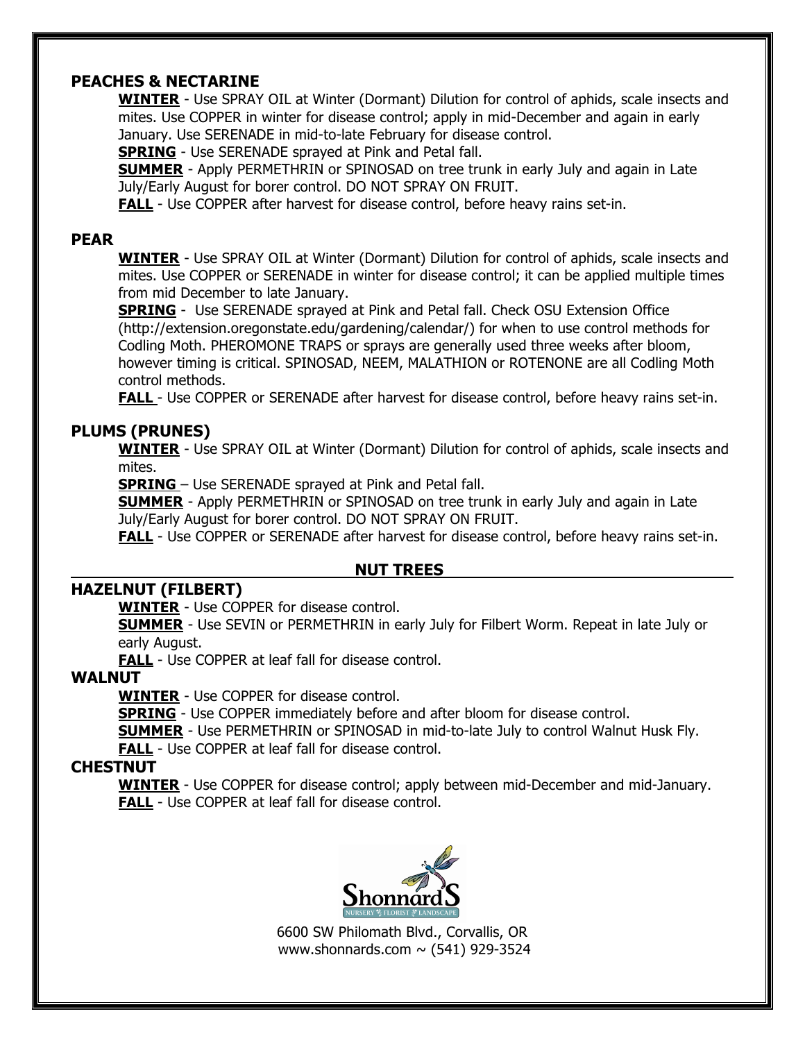## PEACHES & NECTARINE

**WINTER** - Use SPRAY OIL at Winter (Dormant) Dilution for control of aphids, scale insects and mites. Use COPPER in winter for disease control; apply in mid-December and again in early January. Use SERENADE in mid-to-late February for disease control.

**SPRING** - Use SERENADE sprayed at Pink and Petal fall.

**SUMMER** - Apply PERMETHRIN or SPINOSAD on tree trunk in early July and again in Late July/Early August for borer control. DO NOT SPRAY ON FRUIT.

**FALL** - Use COPPER after harvest for disease control, before heavy rains set-in.

## PEAR

**WINTER** - Use SPRAY OIL at Winter (Dormant) Dilution for control of aphids, scale insects and mites. Use COPPER or SERENADE in winter for disease control; it can be applied multiple times from mid December to late January.

**SPRING** - Use SERENADE sprayed at Pink and Petal fall. Check OSU Extension Office (http://extension.oregonstate.edu/gardening/calendar/) for when to use control methods for Codling Moth. PHEROMONE TRAPS or sprays are generally used three weeks after bloom, however timing is critical. SPINOSAD, NEEM, MALATHION or ROTENONE are all Codling Moth control methods.

**FALL** - Use COPPER or SERENADE after harvest for disease control, before heavy rains set-in.

## PLUMS (PRUNES)

**WINTER** - Use SPRAY OIL at Winter (Dormant) Dilution for control of aphids, scale insects and mites.

**SPRING** – Use SERENADE sprayed at Pink and Petal fall.

**SUMMER** - Apply PERMETHRIN or SPINOSAD on tree trunk in early July and again in Late July/Early August for borer control. DO NOT SPRAY ON FRUIT.

**FALL** - Use COPPER or SERENADE after harvest for disease control, before heavy rains set-in.

# NUT TREES

## HAZELNUT (FILBERT)

**WINTER** - Use COPPER for disease control.

**SUMMER** - Use SEVIN or PERMETHRIN in early July for Filbert Worm. Repeat in late July or early August.

**FALL** - Use COPPER at leaf fall for disease control.

## WALNUT

**WINTER** - Use COPPER for disease control.

**SPRING** - Use COPPER immediately before and after bloom for disease control.

**SUMMER** - Use PERMETHRIN or SPINOSAD in mid-to-late July to control Walnut Husk Fly.

**FALL** - Use COPPER at leaf fall for disease control.

## CHESTNUT

**WINTER** - Use COPPER for disease control; apply between mid-December and mid-January.

**FALL** - Use COPPER at leaf fall for disease control.

Shonnard's
NURSERY • FLORIST • LANDSCAPE

6600 SW Philomath Blvd., Corvallis, OR
www.shonnards.com ~ (541) 929-3524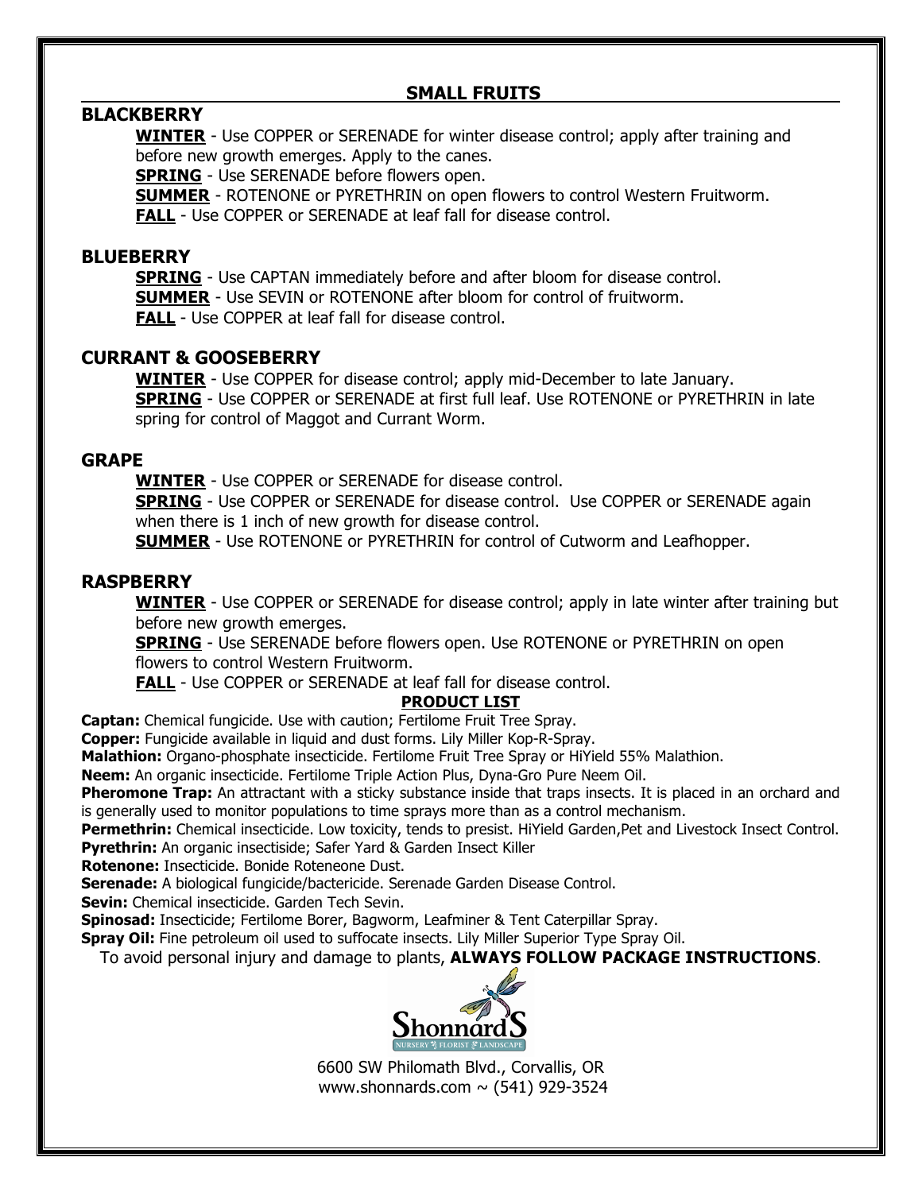## SMALL FRUITS

### BLACKBERRY

**WINTER** - Use COPPER or SERENADE for winter disease control; apply after training and before new growth emerges. Apply to the canes.

**SPRING** - Use SERENADE before flowers open.

**SUMMER** - ROTENONE or PYRETHRIN on open flowers to control Western Fruitworm.

**FALL** - Use COPPER or SERENADE at leaf fall for disease control.

### BLUEBERRY

**SPRING** - Use CAPTAN immediately before and after bloom for disease control.

**SUMMER** - Use SEVIN or ROTENONE after bloom for control of fruitworm.

**FALL** - Use COPPER at leaf fall for disease control.

### CURRANT & GOOSEBERRY

**WINTER** - Use COPPER for disease control; apply mid-December to late January.

**SPRING** - Use COPPER or SERENADE at first full leaf. Use ROTENONE or PYRETHRIN in late spring for control of Maggot and Currant Worm.

### GRAPE

**WINTER** - Use COPPER or SERENADE for disease control.

**SPRING** - Use COPPER or SERENADE for disease control. Use COPPER or SERENADE again when there is 1 inch of new growth for disease control.

**SUMMER** - Use ROTENONE or PYRETHRIN for control of Cutworm and Leafhopper.

### RASPBERRY

**WINTER** - Use COPPER or SERENADE for disease control; apply in late winter after training but before new growth emerges.

**SPRING** - Use SERENADE before flowers open. Use ROTENONE or PYRETHRIN on open flowers to control Western Fruitworm.

**FALL** - Use COPPER or SERENADE at leaf fall for disease control.

### PRODUCT LIST

**Captan:** Chemical fungicide. Use with caution; Fertilome Fruit Tree Spray.

**Copper:** Fungicide available in liquid and dust forms. Lily Miller Kop-R-Spray.

**Malathion:** Organo-phosphate insecticide. Fertilome Fruit Tree Spray or HiYield 55% Malathion.

**Neem:** An organic insecticide. Fertilome Triple Action Plus, Dyna-Gro Pure Neem Oil.

**Pheromone Trap:** An attractant with a sticky substance inside that traps insects. It is placed in an orchard and is generally used to monitor populations to time sprays more than as a control mechanism.

**Permethrin:** Chemical insecticide. Low toxicity, tends to presist. HiYield Garden,Pet and Livestock Insect Control.

**Pyrethrin:** An organic insectiside; Safer Yard & Garden Insect Killer

**Rotenone:** Insecticide. Bonide Roteneone Dust.

**Serenade:** A biological fungicide/bactericide. Serenade Garden Disease Control.

**Sevin:** Chemical insecticide. Garden Tech Sevin.

**Spinosad:** Insecticide; Fertilome Borer, Bagworm, Leafminer & Tent Caterpillar Spray.

**Spray Oil:** Fine petroleum oil used to suffocate insects. Lily Miller Superior Type Spray Oil.

To avoid personal injury and damage to plants, **ALWAYS FOLLOW PACKAGE INSTRUCTIONS**.

Shonnard'S
NURSERY FLORIST LANDSCAPE

6600 SW Philomath Blvd., Corvallis, OR
www.shonnards.com ~ (541) 929-3524